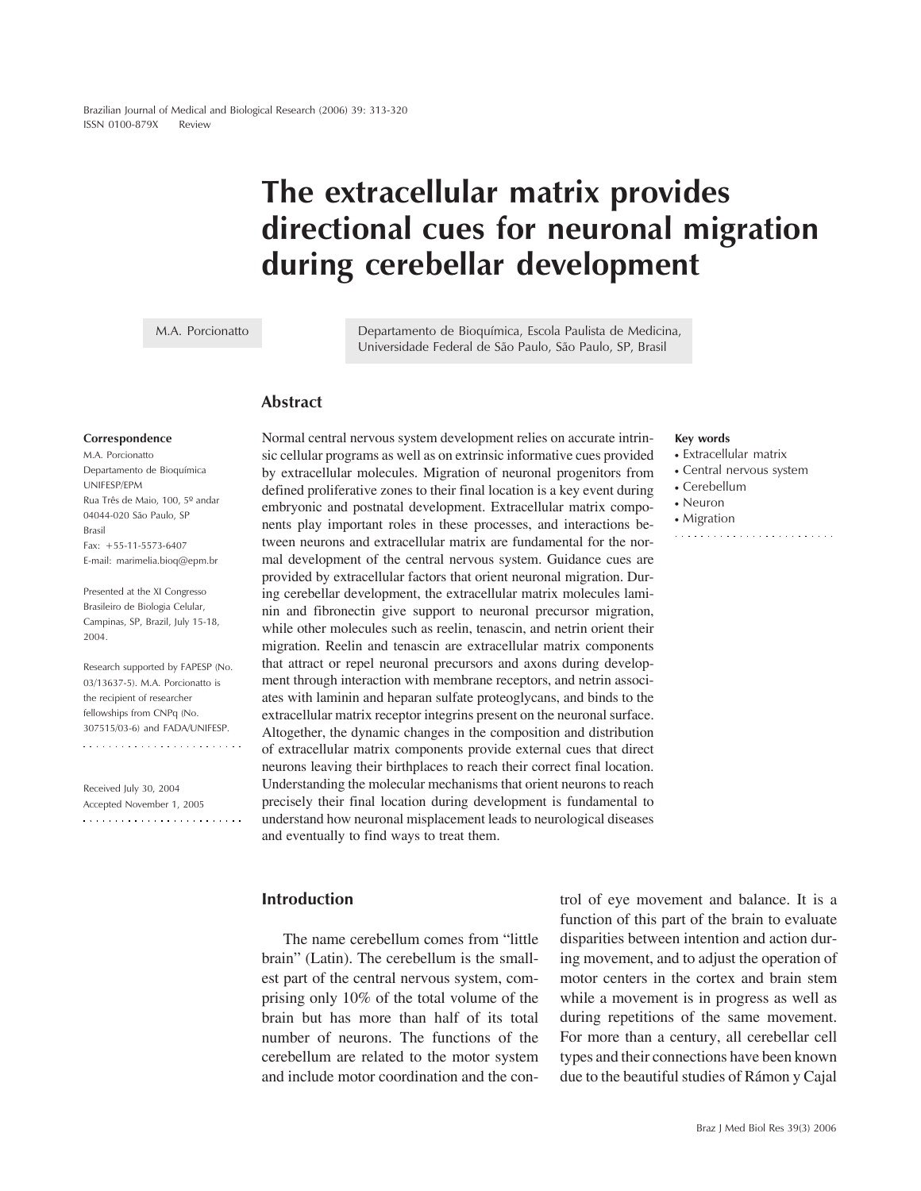# The extracellular matrix provides directional cues for neuronal migration during cerebellar development

M.A. Porcionatto

Departamento de Bioquímica, Escola Paulista de Medicina, Universidade Federal de São Paulo, São Paulo, SP, Brasil

## Abstract

Normal central nervous system development relies on accurate intrinsic cellular programs as well as on extrinsic informative cues provided by extracellular molecules. Migration of neuronal progenitors from defined proliferative zones to their final location is a key event during embryonic and postnatal development. Extracellular matrix components play important roles in these processes, and interactions between neurons and extracellular matrix are fundamental for the normal development of the central nervous system. Guidance cues are provided by extracellular factors that orient neuronal migration. During cerebellar development, the extracellular matrix molecules laminin and fibronectin give support to neuronal precursor migration, while other molecules such as reelin, tenascin, and netrin orient their migration. Reelin and tenascin are extracellular matrix components that attract or repel neuronal precursors and axons during development through interaction with membrane receptors, and netrin associates with laminin and heparan sulfate proteoglycans, and binds to the extracellular matrix receptor integrins present on the neuronal surface. Altogether, the dynamic changes in the composition and distribution of extracellular matrix components provide external cues that direct neurons leaving their birthplaces to reach their correct final location. Understanding the molecular mechanisms that orient neurons to reach precisely their final location during development is fundamental to understand how neuronal misplacement leads to neurological diseases and eventually to find ways to treat them.

**Key words**

- Extracellular matrix
- Central nervous system
- Cerebellum
- Neuron
- Migration

**Correspondence**

M.A. Porcionatto
Departamento de Bioquímica
UNIFESP/EPM
Rua Três de Maio, 100, 5º andar
04044-020 São Paulo, SP
Brasil
Fax: +55-11-5573-6407
E-mail: marimelia.bioq@epm.br

Presented at the XI Congresso Brasileiro de Biologia Celular, Campinas, SP, Brazil, July 15-18, 2004.

Research supported by FAPESP (No. 03/13637-5). M.A. Porcionatto is the recipient of researcher fellowships from CNPq (No. 307515/03-6) and FADA/UNIFESP.

Received July 30, 2004
Accepted November 1, 2005

## Introduction

The name cerebellum comes from "little brain" (Latin). The cerebellum is the smallest part of the central nervous system, comprising only 10% of the total volume of the brain but has more than half of its total number of neurons. The functions of the cerebellum are related to the motor system and include motor coordination and the control of eye movement and balance. It is a function of this part of the brain to evaluate disparities between intention and action during movement, and to adjust the operation of motor centers in the cortex and brain stem while a movement is in progress as well as during repetitions of the same movement. For more than a century, all cerebellar cell types and their connections have been known due to the beautiful studies of Rámon y Cajal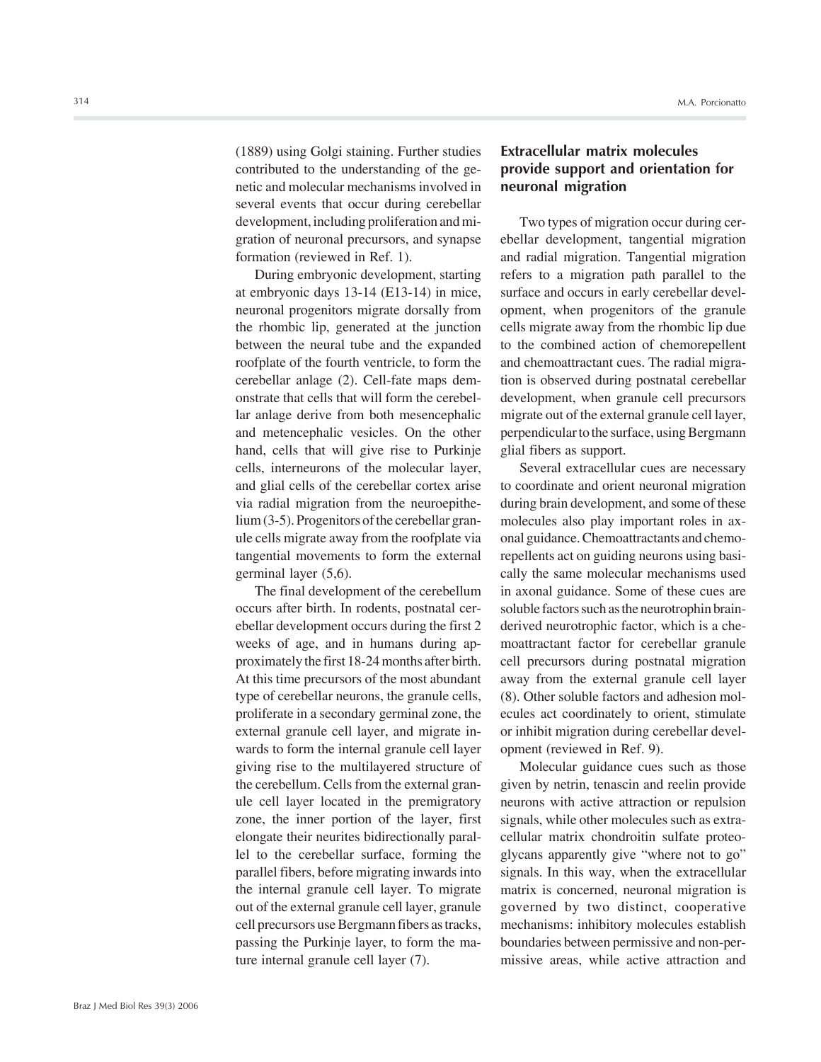(1889) using Golgi staining. Further studies contributed to the understanding of the genetic and molecular mechanisms involved in several events that occur during cerebellar development, including proliferation and migration of neuronal precursors, and synapse formation (reviewed in Ref. 1).

During embryonic development, starting at embryonic days 13-14 (E13-14) in mice, neuronal progenitors migrate dorsally from the rhombic lip, generated at the junction between the neural tube and the expanded roofplate of the fourth ventricle, to form the cerebellar anlage (2). Cell-fate maps demonstrate that cells that will form the cerebellar anlage derive from both mesencephalic and metencephalic vesicles. On the other hand, cells that will give rise to Purkinje cells, interneurons of the molecular layer, and glial cells of the cerebellar cortex arise via radial migration from the neuroepithelium (3-5). Progenitors of the cerebellar granule cells migrate away from the roofplate via tangential movements to form the external germinal layer (5,6).

The final development of the cerebellum occurs after birth. In rodents, postnatal cerebellar development occurs during the first 2 weeks of age, and in humans during approximately the first 18-24 months after birth. At this time precursors of the most abundant type of cerebellar neurons, the granule cells, proliferate in a secondary germinal zone, the external granule cell layer, and migrate inwards to form the internal granule cell layer giving rise to the multilayered structure of the cerebellum. Cells from the external granule cell layer located in the premigratory zone, the inner portion of the layer, first elongate their neurites bidirectionally parallel to the cerebellar surface, forming the parallel fibers, before migrating inwards into the internal granule cell layer. To migrate out of the external granule cell layer, granule cell precursors use Bergmann fibers as tracks, passing the Purkinje layer, to form the mature internal granule cell layer (7).

## Extracellular matrix molecules provide support and orientation for neuronal migration

Two types of migration occur during cerebellar development, tangential migration and radial migration. Tangential migration refers to a migration path parallel to the surface and occurs in early cerebellar development, when progenitors of the granule cells migrate away from the rhombic lip due to the combined action of chemorepellent and chemoattractant cues. The radial migration is observed during postnatal cerebellar development, when granule cell precursors migrate out of the external granule cell layer, perpendicular to the surface, using Bergmann glial fibers as support.

Several extracellular cues are necessary to coordinate and orient neuronal migration during brain development, and some of these molecules also play important roles in axonal guidance. Chemoattractants and chemorepellents act on guiding neurons using basically the same molecular mechanisms used in axonal guidance. Some of these cues are soluble factors such as the neurotrophin brain-derived neurotrophic factor, which is a chemoattractant factor for cerebellar granule cell precursors during postnatal migration away from the external granule cell layer (8). Other soluble factors and adhesion molecules act coordinately to orient, stimulate or inhibit migration during cerebellar development (reviewed in Ref. 9).

Molecular guidance cues such as those given by netrin, tenascin and reelin provide neurons with active attraction or repulsion signals, while other molecules such as extracellular matrix chondroitin sulfate proteoglycans apparently give "where not to go" signals. In this way, when the extracellular matrix is concerned, neuronal migration is governed by two distinct, cooperative mechanisms: inhibitory molecules establish boundaries between permissive and non-permissive areas, while active attraction and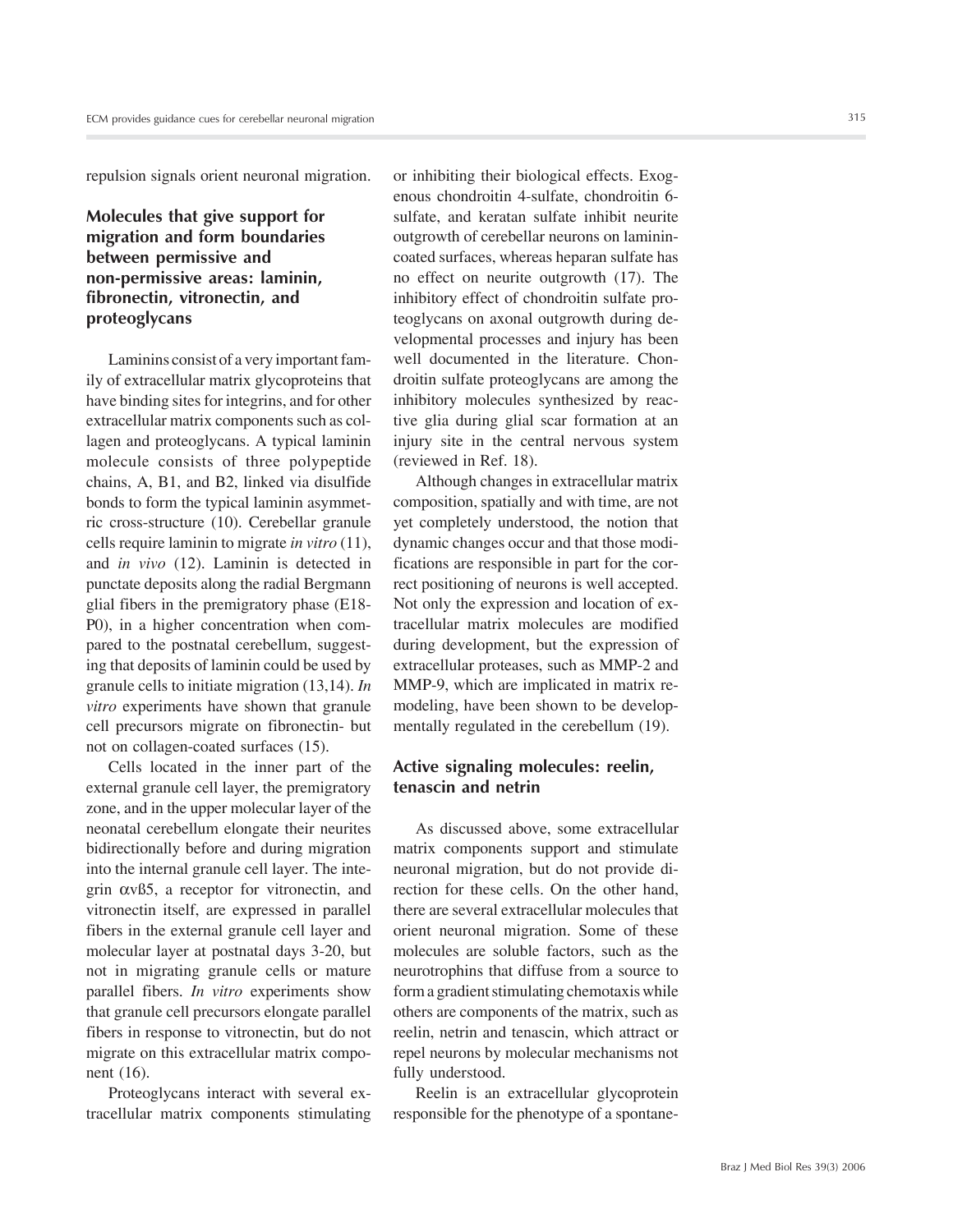repulsion signals orient neuronal migration.

## Molecules that give support for migration and form boundaries between permissive and non-permissive areas: laminin, fibronectin, vitronectin, and proteoglycans

Laminins consist of a very important family of extracellular matrix glycoproteins that have binding sites for integrins, and for other extracellular matrix components such as collagen and proteoglycans. A typical laminin molecule consists of three polypeptide chains, A, B1, and B2, linked via disulfide bonds to form the typical laminin asymmetric cross-structure (10). Cerebellar granule cells require laminin to migrate *in vitro* (11), and *in vivo* (12). Laminin is detected in punctate deposits along the radial Bergmann glial fibers in the premigratory phase (E18-P0), in a higher concentration when compared to the postnatal cerebellum, suggesting that deposits of laminin could be used by granule cells to initiate migration (13,14). *In vitro* experiments have shown that granule cell precursors migrate on fibronectin- but not on collagen-coated surfaces (15).

Cells located in the inner part of the external granule cell layer, the premigratory zone, and in the upper molecular layer of the neonatal cerebellum elongate their neurites bidirectionally before and during migration into the internal granule cell layer. The integrin $\alpha v\beta 5$, a receptor for vitronectin, and vitronectin itself, are expressed in parallel fibers in the external granule cell layer and molecular layer at postnatal days 3-20, but not in migrating granule cells or mature parallel fibers. *In vitro* experiments show that granule cell precursors elongate parallel fibers in response to vitronectin, but do not migrate on this extracellular matrix component (16).

Proteoglycans interact with several extracellular matrix components stimulating or inhibiting their biological effects. Exogenous chondroitin 4-sulfate, chondroitin 6-sulfate, and keratan sulfate inhibit neurite outgrowth of cerebellar neurons on laminin-coated surfaces, whereas heparan sulfate has no effect on neurite outgrowth (17). The inhibitory effect of chondroitin sulfate proteoglycans on axonal outgrowth during developmental processes and injury has been well documented in the literature. Chondroitin sulfate proteoglycans are among the inhibitory molecules synthesized by reactive glia during glial scar formation at an injury site in the central nervous system (reviewed in Ref. 18).

Although changes in extracellular matrix composition, spatially and with time, are not yet completely understood, the notion that dynamic changes occur and that those modifications are responsible in part for the correct positioning of neurons is well accepted. Not only the expression and location of extracellular matrix molecules are modified during development, but the expression of extracellular proteases, such as MMP-2 and MMP-9, which are implicated in matrix remodeling, have been shown to be developmentally regulated in the cerebellum (19).

## Active signaling molecules: reelin, tenascin and netrin

As discussed above, some extracellular matrix components support and stimulate neuronal migration, but do not provide direction for these cells. On the other hand, there are several extracellular molecules that orient neuronal migration. Some of these molecules are soluble factors, such as the neurotrophins that diffuse from a source to form a gradient stimulating chemotaxis while others are components of the matrix, such as reelin, netrin and tenascin, which attract or repel neurons by molecular mechanisms not fully understood.

Reelin is an extracellular glycoprotein responsible for the phenotype of a spontane-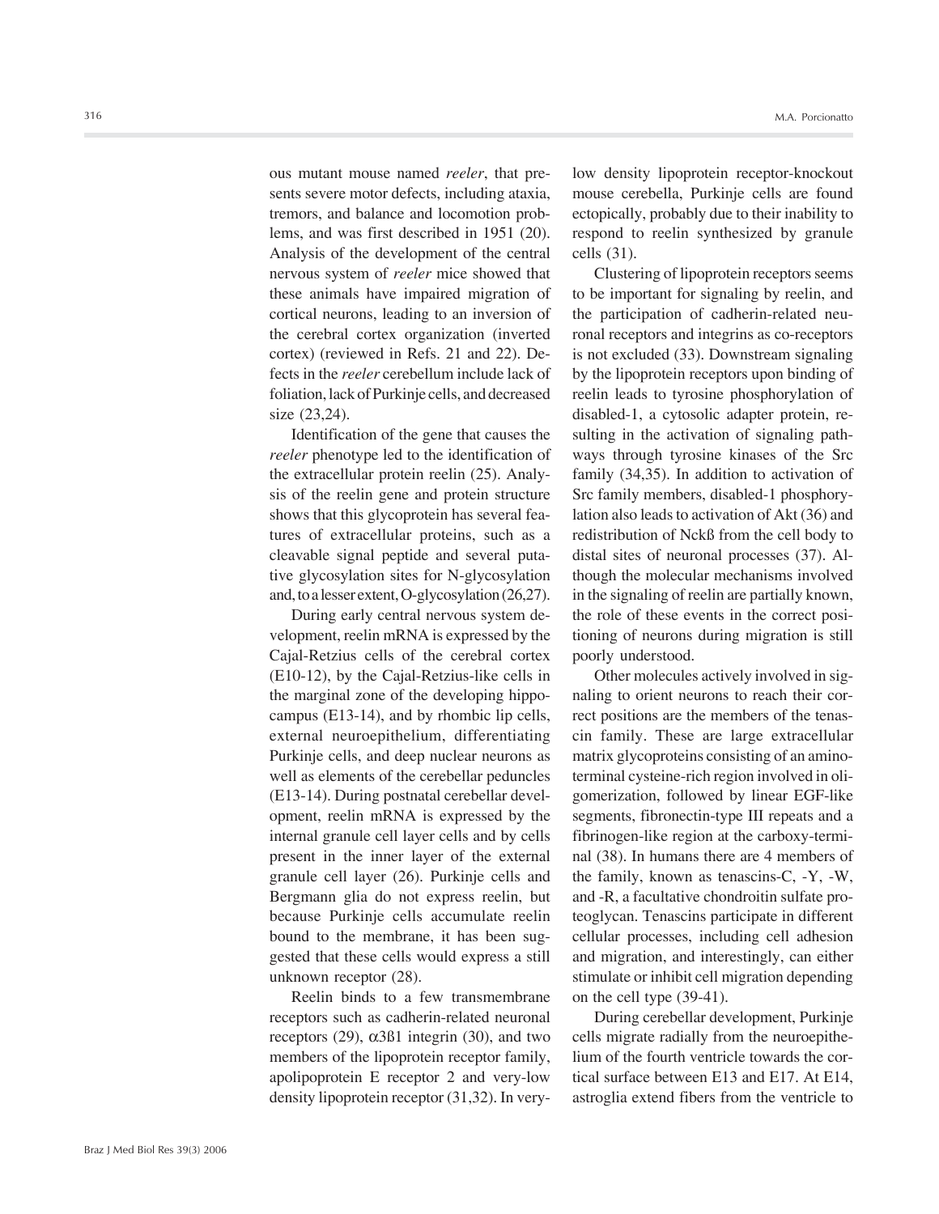ous mutant mouse named *reeler*, that presents severe motor defects, including ataxia, tremors, and balance and locomotion problems, and was first described in 1951 (20). Analysis of the development of the central nervous system of *reeler* mice showed that these animals have impaired migration of cortical neurons, leading to an inversion of the cerebral cortex organization (inverted cortex) (reviewed in Refs. 21 and 22). Defects in the *reeler* cerebellum include lack of foliation, lack of Purkinje cells, and decreased size (23,24).

Identification of the gene that causes the *reeler* phenotype led to the identification of the extracellular protein reelin (25). Analysis of the reelin gene and protein structure shows that this glycoprotein has several features of extracellular proteins, such as a cleavable signal peptide and several putative glycosylation sites for N-glycosylation and, to a lesser extent, O-glycosylation (26,27).

During early central nervous system development, reelin mRNA is expressed by the Cajal-Retzius cells of the cerebral cortex (E10-12), by the Cajal-Retzius-like cells in the marginal zone of the developing hippocampus (E13-14), and by rhombic lip cells, external neuroepithelium, differentiating Purkinje cells, and deep nuclear neurons as well as elements of the cerebellar peduncles (E13-14). During postnatal cerebellar development, reelin mRNA is expressed by the internal granule cell layer cells and by cells present in the inner layer of the external granule cell layer (26). Purkinje cells and Bergmann glia do not express reelin, but because Purkinje cells accumulate reelin bound to the membrane, it has been suggested that these cells would express a still unknown receptor (28).

Reelin binds to a few transmembrane receptors such as cadherin-related neuronal receptors (29), $\alpha 3\beta 1$ integrin (30), and two members of the lipoprotein receptor family, apolipoprotein E receptor 2 and very-low density lipoprotein receptor (31,32). In very-low density lipoprotein receptor-knockout mouse cerebella, Purkinje cells are found ectopically, probably due to their inability to respond to reelin synthesized by granule cells (31).

Clustering of lipoprotein receptors seems to be important for signaling by reelin, and the participation of cadherin-related neuronal receptors and integrins as co-receptors is not excluded (33). Downstream signaling by the lipoprotein receptors upon binding of reelin leads to tyrosine phosphorylation of disabled-1, a cytosolic adapter protein, resulting in the activation of signaling pathways through tyrosine kinases of the Src family (34,35). In addition to activation of Src family members, disabled-1 phosphorylation also leads to activation of Akt (36) and redistribution of Nckß from the cell body to distal sites of neuronal processes (37). Although the molecular mechanisms involved in the signaling of reelin are partially known, the role of these events in the correct positioning of neurons during migration is still poorly understood.

Other molecules actively involved in signaling to orient neurons to reach their correct positions are the members of the tenascin family. These are large extracellular matrix glycoproteins consisting of an amino-terminal cysteine-rich region involved in oligomerization, followed by linear EGF-like segments, fibronectin-type III repeats and a fibrinogen-like region at the carboxy-terminal (38). In humans there are 4 members of the family, known as tenascins-C, -Y, -W, and -R, a facultative chondroitin sulfate proteoglycan. Tenascins participate in different cellular processes, including cell adhesion and migration, and interestingly, can either stimulate or inhibit cell migration depending on the cell type (39-41).

During cerebellar development, Purkinje cells migrate radially from the neuroepithelium of the fourth ventricle towards the cortical surface between E13 and E17. At E14, astroglia extend fibers from the ventricle to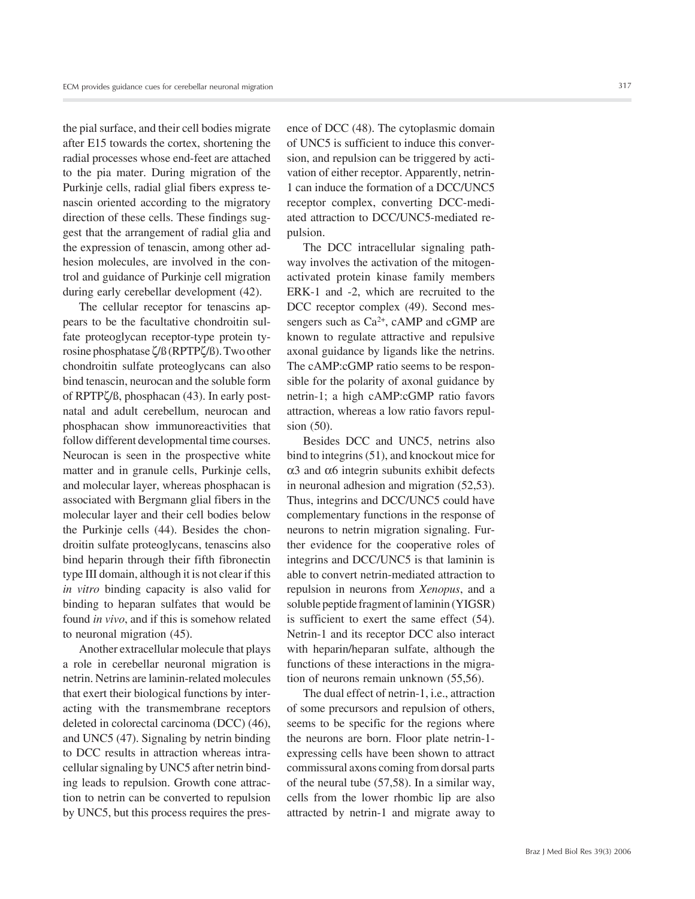the pial surface, and their cell bodies migrate after E15 towards the cortex, shortening the radial processes whose end-feet are attached to the pia mater. During migration of the Purkinje cells, radial glial fibers express tenascin oriented according to the migratory direction of these cells. These findings suggest that the arrangement of radial glia and the expression of tenascin, among other adhesion molecules, are involved in the control and guidance of Purkinje cell migration during early cerebellar development (42).

The cellular receptor for tenascins appears to be the facultative chondroitin sulfate proteoglycan receptor-type protein tyrosine phosphatase ζ/ß (RPTPζ/ß). Two other chondroitin sulfate proteoglycans can also bind tenascin, neurocan and the soluble form of RPTPζ/ß, phosphacan (43). In early postnatal and adult cerebellum, neurocan and phosphacan show immunoreactivities that follow different developmental time courses. Neurocan is seen in the prospective white matter and in granule cells, Purkinje cells, and molecular layer, whereas phosphacan is associated with Bergmann glial fibers in the molecular layer and their cell bodies below the Purkinje cells (44). Besides the chondroitin sulfate proteoglycans, tenascins also bind heparin through their fifth fibronectin type III domain, although it is not clear if this *in vitro* binding capacity is also valid for binding to heparan sulfates that would be found *in vivo*, and if this is somehow related to neuronal migration (45).

Another extracellular molecule that plays a role in cerebellar neuronal migration is netrin. Netrins are laminin-related molecules that exert their biological functions by interacting with the transmembrane receptors deleted in colorectal carcinoma (DCC) (46), and UNC5 (47). Signaling by netrin binding to DCC results in attraction whereas intracellular signaling by UNC5 after netrin binding leads to repulsion. Growth cone attraction to netrin can be converted to repulsion by UNC5, but this process requires the presence of DCC (48). The cytoplasmic domain of UNC5 is sufficient to induce this conversion, and repulsion can be triggered by activation of either receptor. Apparently, netrin-1 can induce the formation of a DCC/UNC5 receptor complex, converting DCC-mediated attraction to DCC/UNC5-mediated repulsion.

The DCC intracellular signaling pathway involves the activation of the mitogen-activated protein kinase family members ERK-1 and -2, which are recruited to the DCC receptor complex (49). Second messengers such as $Ca^{2+}$, cAMP and cGMP are known to regulate attractive and repulsive axonal guidance by ligands like the netrins. The cAMP:cGMP ratio seems to be responsible for the polarity of axonal guidance by netrin-1; a high cAMP:cGMP ratio favors attraction, whereas a low ratio favors repulsion (50).

Besides DCC and UNC5, netrins also bind to integrins (51), and knockout mice for $\alpha 3$ and $\alpha 6$ integrin subunits exhibit defects in neuronal adhesion and migration (52,53). Thus, integrins and DCC/UNC5 could have complementary functions in the response of neurons to netrin migration signaling. Further evidence for the cooperative roles of integrins and DCC/UNC5 is that laminin is able to convert netrin-mediated attraction to repulsion in neurons from *Xenopus*, and a soluble peptide fragment of laminin (YIGSR) is sufficient to exert the same effect (54). Netrin-1 and its receptor DCC also interact with heparin/heparan sulfate, although the functions of these interactions in the migration of neurons remain unknown (55,56).

The dual effect of netrin-1, i.e., attraction of some precursors and repulsion of others, seems to be specific for the regions where the neurons are born. Floor plate netrin-1-expressing cells have been shown to attract commissural axons coming from dorsal parts of the neural tube (57,58). In a similar way, cells from the lower rhombic lip are also attracted by netrin-1 and migrate away to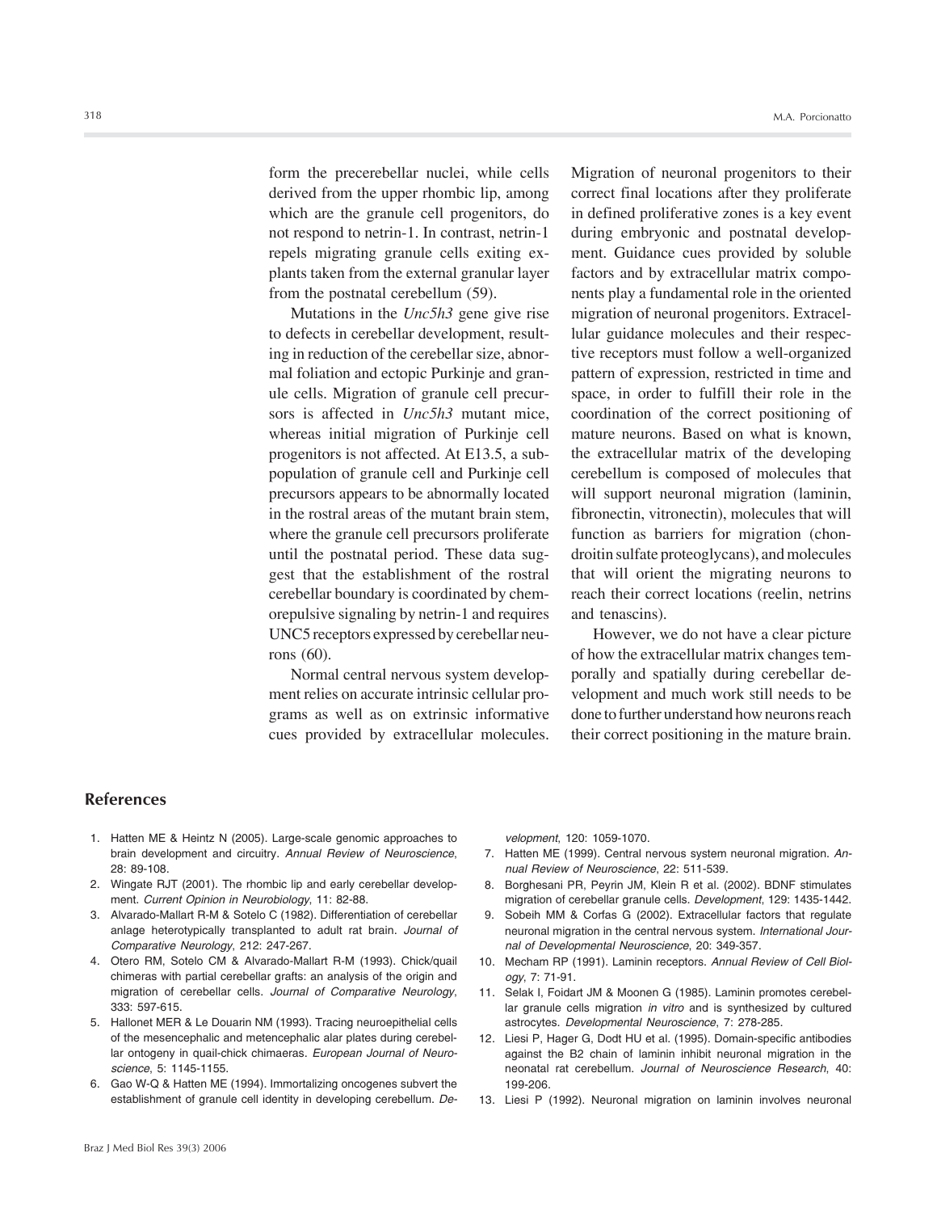form the precerebellar nuclei, while cells derived from the upper rhombic lip, among which are the granule cell progenitors, do not respond to netrin-1. In contrast, netrin-1 repels migrating granule cells exiting explants taken from the external granular layer from the postnatal cerebellum (59).

Mutations in the *Unc5h3* gene give rise to defects in cerebellar development, resulting in reduction of the cerebellar size, abnormal foliation and ectopic Purkinje and granule cells. Migration of granule cell precursors is affected in *Unc5h3* mutant mice, whereas initial migration of Purkinje cell progenitors is not affected. At E13.5, a subpopulation of granule cell and Purkinje cell precursors appears to be abnormally located in the rostral areas of the mutant brain stem, where the granule cell precursors proliferate until the postnatal period. These data suggest that the establishment of the rostral cerebellar boundary is coordinated by chemorepulsive signaling by netrin-1 and requires UNC5 receptors expressed by cerebellar neurons (60).

Normal central nervous system development relies on accurate intrinsic cellular programs as well as on extrinsic informative cues provided by extracellular molecules. Migration of neuronal progenitors to their correct final locations after they proliferate in defined proliferative zones is a key event during embryonic and postnatal development. Guidance cues provided by soluble factors and by extracellular matrix components play a fundamental role in the oriented migration of neuronal progenitors. Extracellular guidance molecules and their respective receptors must follow a well-organized pattern of expression, restricted in time and space, in order to fulfill their role in the coordination of the correct positioning of mature neurons. Based on what is known, the extracellular matrix of the developing cerebellum is composed of molecules that will support neuronal migration (laminin, fibronectin, vitronectin), molecules that will function as barriers for migration (chondroitin sulfate proteoglycans), and molecules that will orient the migrating neurons to reach their correct locations (reelin, netrins and tenascins).

However, we do not have a clear picture of how the extracellular matrix changes temporally and spatially during cerebellar development and much work still needs to be done to further understand how neurons reach their correct positioning in the mature brain.

## References

1. Hatten ME & Heintz N (2005). Large-scale genomic approaches to brain development and circuitry. *Annual Review of Neuroscience*, 28: 89-108.
2. Wingate RJT (2001). The rhombic lip and early cerebellar development. *Current Opinion in Neurobiology*, 11: 82-88.
3. Alvarado-Mallart R-M & Sotelo C (1982). Differentiation of cerebellar anlage heterotypically transplanted to adult rat brain. *Journal of Comparative Neurology*, 212: 247-267.
4. Otero RM, Sotelo CM & Alvarado-Mallart R-M (1993). Chick/quail chimeras with partial cerebellar grafts: an analysis of the origin and migration of cerebellar cells. *Journal of Comparative Neurology*, 333: 597-615.
5. Hallonet MER & Le Douarin NM (1993). Tracing neuroepithelial cells of the mesencephalic and metencephalic alar plates during cerebellar ontogeny in quail-chick chimaeras. *European Journal of Neuroscience*, 5: 1145-1155.
6. Gao W-Q & Hatten ME (1994). Immortalizing oncogenes subvert the establishment of granule cell identity in developing cerebellum. *Development*, 120: 1059-1070.
7. Hatten ME (1999). Central nervous system neuronal migration. *Annual Review of Neuroscience*, 22: 511-539.
8. Borghesani PR, Peyrin JM, Klein R et al. (2002). BDNF stimulates migration of cerebellar granule cells. *Development*, 129: 1435-1442.
9. Sobeih MM & Corfas G (2002). Extracellular factors that regulate neuronal migration in the central nervous system. *International Journal of Developmental Neuroscience*, 20: 349-357.
10. Mecham RP (1991). Laminin receptors. *Annual Review of Cell Biology*, 7: 71-91.
11. Selak I, Foidart JM & Moonen G (1985). Laminin promotes cerebellar granule cells migration *in vitro* and is synthesized by cultured astrocytes. *Developmental Neuroscience*, 7: 278-285.
12. Liesi P, Hager G, Dodt HU et al. (1995). Domain-specific antibodies against the B2 chain of laminin inhibit neuronal migration in the neonatal rat cerebellum. *Journal of Neuroscience Research*, 40: 199-206.
13. Liesi P (1992). Neuronal migration on laminin involves neuronal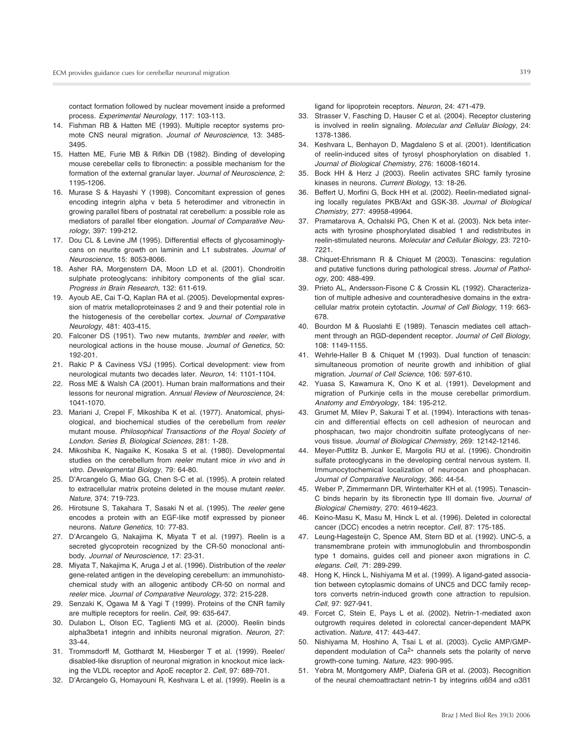contact formation followed by nuclear movement inside a preformed process. *Experimental Neurology*, 117: 103-113.

14. Fishman RB & Hatten ME (1993). Multiple receptor systems promote CNS neural migration. *Journal of Neuroscience*, 13: 3485-3495.
15. Hatten ME, Furie MB & Rifkin DB (1982). Binding of developing mouse cerebellar cells to fibronectin: a possible mechanism for the formation of the external granular layer. *Journal of Neuroscience*, 2: 1195-1206.
16. Murase S & Hayashi Y (1998). Concomitant expression of genes encoding integrin alpha v beta 5 heterodimer and vitronectin in growing parallel fibers of postnatal rat cerebellum: a possible role as mediators of parallel fiber elongation. *Journal of Comparative Neurology*, 397: 199-212.
17. Dou CL & Levine JM (1995). Differential effects of glycosaminoglycans on neurite growth on laminin and L1 substrates. *Journal of Neuroscience*, 15: 8053-8066.
18. Asher RA, Morgenstern DA, Moon LD et al. (2001). Chondroitin sulphate proteoglycans: inhibitory components of the glial scar. *Progress in Brain Research*, 132: 611-619.
19. Ayoub AE, Cai T-Q, Kaplan RA et al. (2005). Developmental expression of matrix metalloproteinases 2 and 9 and their potential role in the histogenesis of the cerebellar cortex. *Journal of Comparative Neurology*, 481: 403-415.
20. Falconer DS (1951). Two new mutants, *trembler* and *reeler*, with neurological actions in the house mouse. *Journal of Genetics*, 50: 192-201.
21. Rakic P & Caviness VSJ (1995). Cortical development: view from neurological mutants two decades later. *Neuron*, 14: 1101-1104.
22. Ross ME & Walsh CA (2001). Human brain malformations and their lessons for neuronal migration. *Annual Review of Neuroscience*, 24: 1041-1070.
23. Mariani J, Crepel F, Mikoshiba K et al. (1977). Anatomical, physiological, and biochemical studies of the cerebellum from *reeler* mutant mouse. *Philosophical Transactions of the Royal Society of London. Series B, Biological Sciences*, 281: 1-28.
24. Mikoshiba K, Nagaike K, Kosaka S et al. (1980). Developmental studies on the cerebellum from *reeler* mutant mice *in vivo* and *in vitro*. *Developmental Biology*, 79: 64-80.
25. D'Arcangelo G, Miao GG, Chen S-C et al. (1995). A protein related to extracellular matrix proteins deleted in the mouse mutant *reeler*. *Nature*, 374: 719-723.
26. Hirotsune S, Takahara T, Sasaki N et al. (1995). The *reeler* gene encodes a protein with an EGF-like motif expressed by pioneer neurons. *Nature Genetics*, 10: 77-83.
27. D'Arcangelo G, Nakajima K, Miyata T et al. (1997). Reelin is a secreted glycoprotein recognized by the CR-50 monoclonal antibody. *Journal of Neuroscience*, 17: 23-31.
28. Miyata T, Nakajima K, Aruga J et al. (1996). Distribution of the *reeler* gene-related antigen in the developing cerebellum: an immunohistochemical study with an allogenic antibody CR-50 on normal and *reeler* mice. *Journal of Comparative Neurology*, 372: 215-228.
29. Senzaki K, Ogawa M & Yagi T (1999). Proteins of the CNR family are multiple receptors for reelin. *Cell*, 99: 635-647.
30. Dulabon L, Olson EC, Taglienti MG et al. (2000). Reelin binds alpha3beta1 integrin and inhibits neuronal migration. *Neuron*, 27: 33-44.
31. Trommsdorff M, Gotthardt M, Hiesberger T et al. (1999). Reeler/disabled-like disruption of neuronal migration in knockout mice lacking the VLDL receptor and ApoE receptor 2. *Cell*, 97: 689-701.
32. D'Arcangelo G, Homayouni R, Keshvara L et al. (1999). Reelin is a ligand for lipoprotein receptors. *Neuron*, 24: 471-479.
33. Strasser V, Fasching D, Hauser C et al. (2004). Receptor clustering is involved in reelin signaling. *Molecular and Cellular Biology*, 24: 1378-1386.
34. Keshvara L, Benhayon D, Magdaleno S et al. (2001). Identification of reelin-induced sites of tyrosyl phosphorylation on disabled 1. *Journal of Biological Chemistry*, 276: 16008-16014.
35. Bock HH & Herz J (2003). Reelin activates SRC family tyrosine kinases in neurons. *Current Biology*, 13: 18-26.
36. Beffert U, Morfini G, Bock HH et al. (2002). Reelin-mediated signaling locally regulates PKB/Akt and GSK-3ß. *Journal of Biological Chemistry*, 277: 49958-49964.
37. Pramatarova A, Ochalski PG, Chen K et al. (2003). Nck beta interacts with tyrosine phosphorylated disabled 1 and redistributes in reelin-stimulated neurons. *Molecular and Cellular Biology*, 23: 7210-7221.
38. Chiquet-Ehrismann R & Chiquet M (2003). Tenascins: regulation and putative functions during pathological stress. *Journal of Pathology*, 200: 488-499.
39. Prieto AL, Andersson-Fisone C & Crossin KL (1992). Characterization of multiple adhesive and counteradhesive domains in the extracellular matrix protein cytotactin. *Journal of Cell Biology*, 119: 663-678.
40. Bourdon M & Ruoslahti E (1989). Tenascin mediates cell attachment through an RGD-dependent receptor. *Journal of Cell Biology*, 108: 1149-1155.
41. Wehrle-Haller B & Chiquet M (1993). Dual function of tenascin: simultaneous promotion of neurite growth and inhibition of glial migration. *Journal of Cell Science*, 106: 597-610.
42. Yuasa S, Kawamura K, Ono K et al. (1991). Development and migration of Purkinje cells in the mouse cerebellar primordium. *Anatomy and Embryology*, 184: 195-212.
43. Grumet M, Milev P, Sakurai T et al. (1994). Interactions with tenascin and differential effects on cell adhesion of neurocan and phosphacan, two major chondroitin sulfate proteoglycans of nervous tissue. *Journal of Biological Chemistry*, 269: 12142-12146.
44. Meyer-Puttlitz B, Junker E, Margolis RU et al. (1996). Chondroitin sulfate proteoglycans in the developing central nervous system. II. Immunocytochemical localization of neurocan and phosphacan. *Journal of Comparative Neurology*, 366: 44-54.
45. Weber P, Zimmermann DR, Winterhalter KH et al. (1995). Tenascin-C binds heparin by its fibronectin type III domain five. *Journal of Biological Chemistry*, 270: 4619-4623.
46. Keino-Masu K, Masu M, Hinck L et al. (1996). Deleted in colorectal cancer (DCC) encodes a netrin receptor. *Cell*, 87: 175-185.
47. Leung-Hagesteijn C, Spence AM, Stern BD et al. (1992). UNC-5, a transmembrane protein with immunoglobulin and thrombospondin type 1 domains, guides cell and pioneer axon migrations in *C. elegans*. *Cell*, 71: 289-299.
48. Hong K, Hinck L, Nishiyama M et al. (1999). A ligand-gated association between cytoplasmic domains of UNC5 and DCC family receptors converts netrin-induced growth cone attraction to repulsion. *Cell*, 97: 927-941.
49. Forcet C, Stein E, Pays L et al. (2002). Netrin-1-mediated axon outgrowth requires deleted in colorectal cancer-dependent MAPK activation. *Nature*, 417: 443-447.
50. Nishiyama M, Hoshino A, Tsai L et al. (2003). Cyclic AMP/GMP-dependent modulation of $Ca^{2+}$ channels sets the polarity of nerve growth-cone turning. *Nature*, 423: 990-995.
51. Yebra M, Montgomery AMP, Diaferia GR et al. (2003). Recognition of the neural chemoattractant netrin-1 by integrins $\alpha6\beta4$ and $\alpha3\beta1$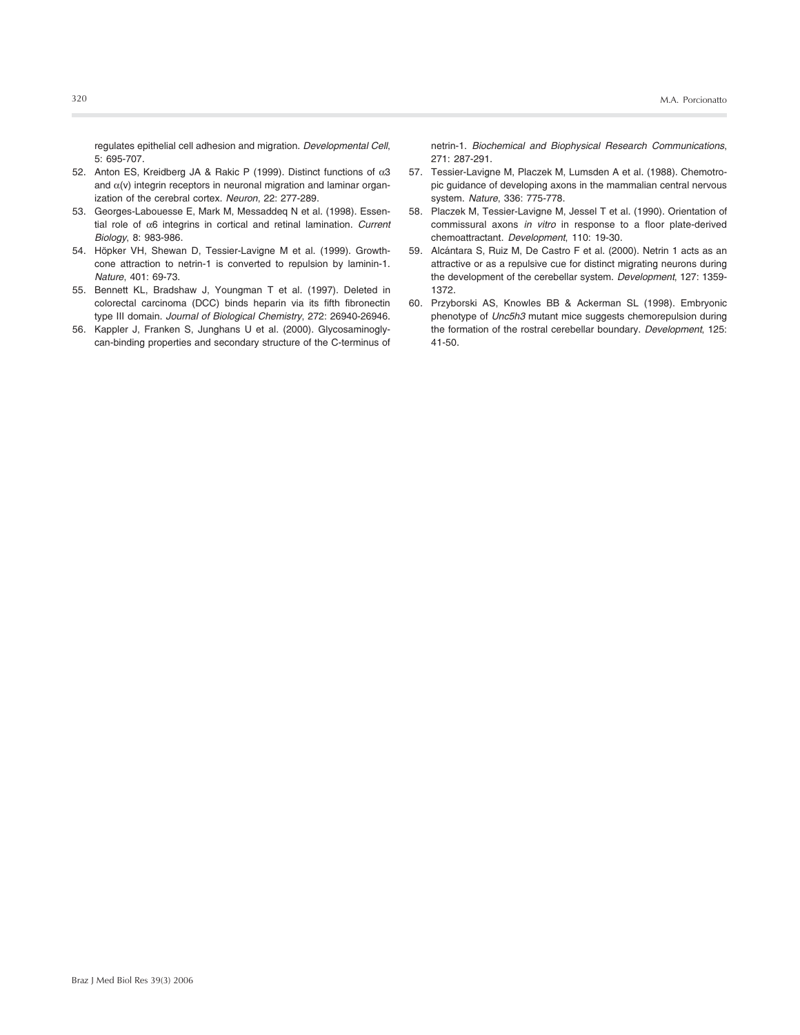regulates epithelial cell adhesion and migration. *Developmental Cell*, 5: 695-707.

52. Anton ES, Kreidberg JA & Rakic P (1999). Distinct functions of $\alpha 3$ and $\alpha(v)$ integrin receptors in neuronal migration and laminar organization of the cerebral cortex. *Neuron*, 22: 277-289.
53. Georges-Labouesse E, Mark M, Messaddeq N et al. (1998). Essential role of $\alpha 6$ integrins in cortical and retinal lamination. *Current Biology*, 8: 983-986.
54. Höpker VH, Shewan D, Tessier-Lavigne M et al. (1999). Growth-cone attraction to netrin-1 is converted to repulsion by laminin-1. *Nature*, 401: 69-73.
55. Bennett KL, Bradshaw J, Youngman T et al. (1997). Deleted in colorectal carcinoma (DCC) binds heparin via its fifth fibronectin type III domain. *Journal of Biological Chemistry*, 272: 26940-26946.
56. Kappler J, Franken S, Junghans U et al. (2000). Glycosaminoglycan-binding properties and secondary structure of the C-terminus of netrin-1. *Biochemical and Biophysical Research Communications*, 271: 287-291.
57. Tessier-Lavigne M, Placzek M, Lumsden A et al. (1988). Chemotropic guidance of developing axons in the mammalian central nervous system. *Nature*, 336: 775-778.
58. Placzek M, Tessier-Lavigne M, Jessel T et al. (1990). Orientation of commissural axons *in vitro* in response to a floor plate-derived chemoattractant. *Development*, 110: 19-30.
59. Alcántara S, Ruiz M, De Castro F et al. (2000). Netrin 1 acts as an attractive or as a repulsive cue for distinct migrating neurons during the development of the cerebellar system. *Development*, 127: 1359-1372.
60. Przyborski AS, Knowles BB & Ackerman SL (1998). Embryonic phenotype of *Unc5h3* mutant mice suggests chemorepulsion during the formation of the rostral cerebellar boundary. *Development*, 125: 41-50.